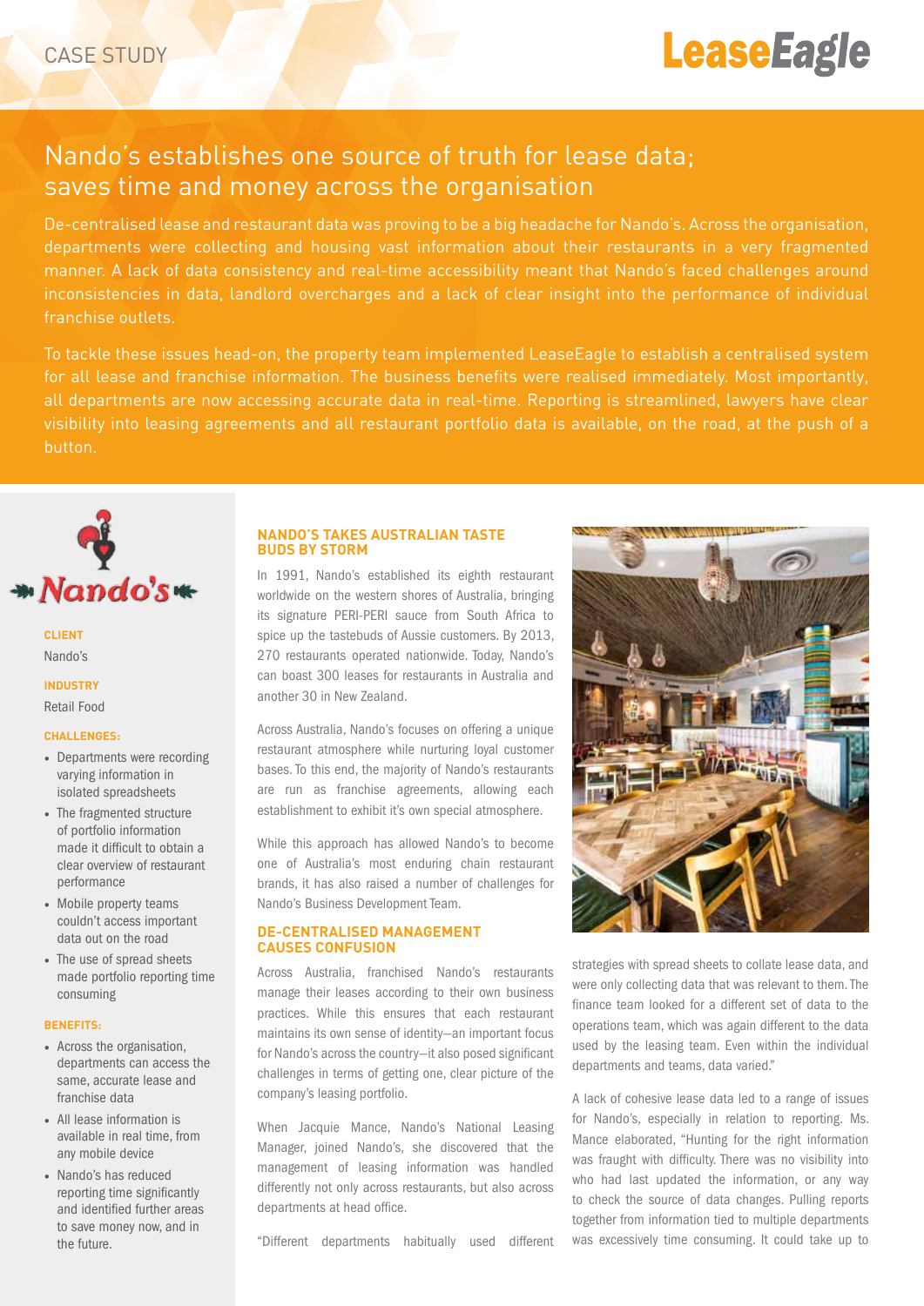CASE STUDY

# Nando's establishes one source of truth for lease data; saves time and money across the organisation

De-centralised lease and restaurant data was proving to be a big headache for Nando's. Across the organisation, departments were collecting and housing vast information about their restaurants in a very fragmented manner. A lack of data consistency and real-time accessibility meant that Nando's faced challenges around inconsistencies in data, landlord overcharges and a lack of clear insight into the performance of individual franchise outlets.

To tackle these issues head-on, the property team implemented LeaseEagle to establish a centralised system for all lease and franchise information. The business benefits were realised immediately. Most importantly, all departments are now accessing accurate data in real-time. Reporting is streamlined, lawyers have clear visibility into leasing agreements and all restaurant portfolio data is available, on the road, at the push of a button.

**CLIENT**

Nando's

**INDUSTRY**

Retail Food

**CHALLENGES:**

- Departments were recording varying information in isolated spreadsheets
- The fragmented structure of portfolio information made it difficult to obtain a clear overview of restaurant performance
- Mobile property teams couldn't access important data out on the road
- The use of spread sheets made portfolio reporting time consuming

**BENEFITS:**

- Across the organisation, departments can access the same, accurate lease and franchise data
- All lease information is available in real time, from any mobile device
- Nando's has reduced reporting time significantly and identified further areas to save money now, and in the future.

## NANDO'S TAKES AUSTRALIAN TASTE BUDS BY STORM

In 1991, Nando's established its eighth restaurant worldwide on the western shores of Australia, bringing its signature PERI-PERI sauce from South Africa to spice up the tastebuds of Aussie customers. By 2013, 270 restaurants operated nationwide. Today, Nando's can boast 300 leases for restaurants in Australia and another 30 in New Zealand.

Across Australia, Nando's focuses on offering a unique restaurant atmosphere while nurturing loyal customer bases. To this end, the majority of Nando's restaurants are run as franchise agreements, allowing each establishment to exhibit it's own special atmosphere.

While this approach has allowed Nando's to become one of Australia's most enduring chain restaurant brands, it has also raised a number of challenges for Nando's Business Development Team.

## DE-CENTRALISED MANAGEMENT CAUSES CONFUSION

Across Australia, franchised Nando's restaurants manage their leases according to their own business practices. While this ensures that each restaurant maintains its own sense of identity—an important focus for Nando's across the country—it also posed significant challenges in terms of getting one, clear picture of the company's leasing portfolio.

When Jacquie Mance, Nando's National Leasing Manager, joined Nando's, she discovered that the management of leasing information was handled differently not only across restaurants, but also across departments at head office.

"Different departments habitually used different strategies with spread sheets to collate lease data, and were only collecting data that was relevant to them. The finance team looked for a different set of data to the operations team, which was again different to the data used by the leasing team. Even within the individual departments and teams, data varied."

A lack of cohesive lease data led to a range of issues for Nando's, especially in relation to reporting. Ms. Mance elaborated, "Hunting for the right information was fraught with difficulty. There was no visibility into who had last updated the information, or any way to check the source of data changes. Pulling reports together from information tied to multiple departments was excessively time consuming. It could take up to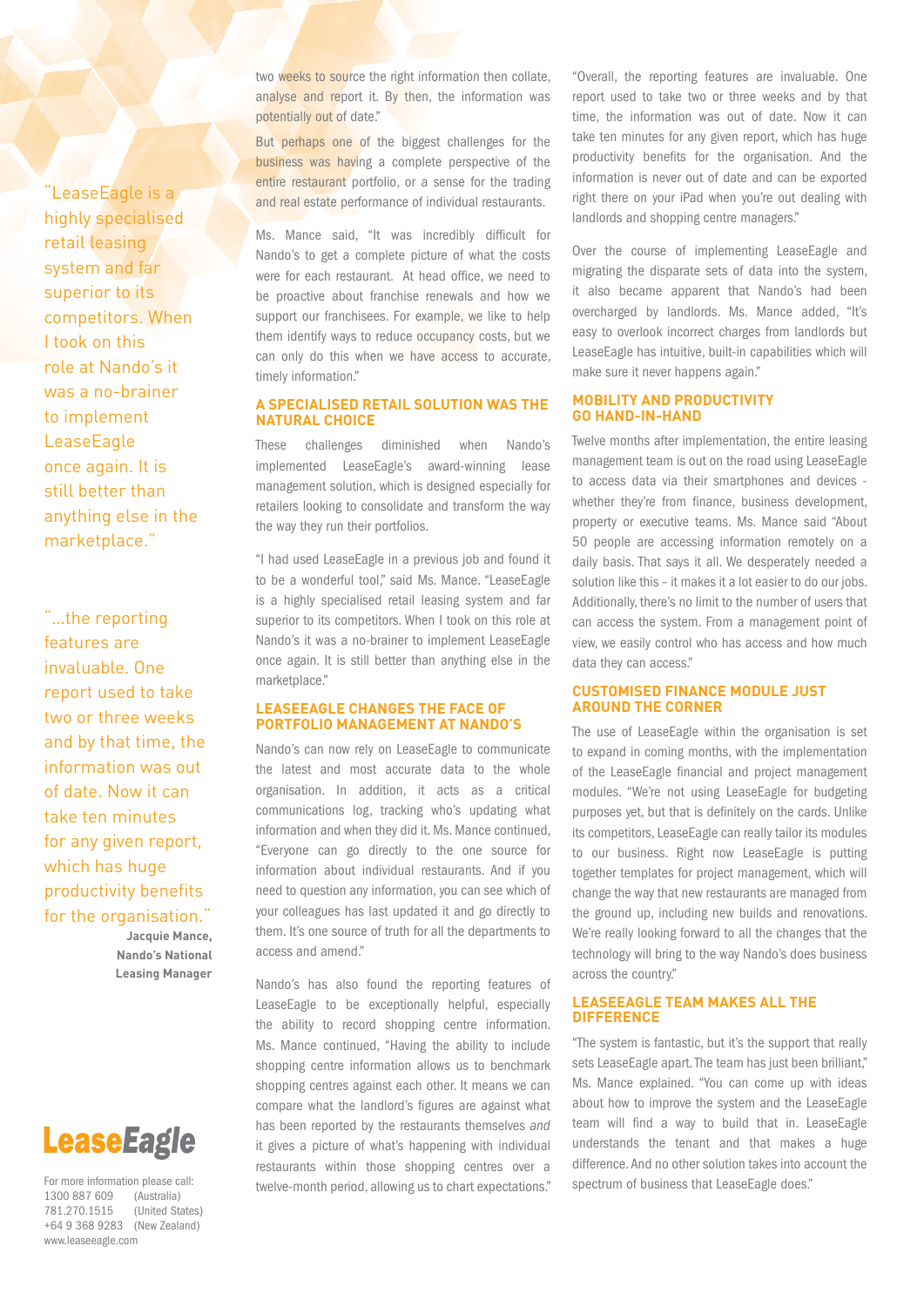"LeaseEagle is a highly specialised retail leasing system and far superior to its competitors. When I took on this role at Nando's it was a no-brainer to implement LeaseEagle once again. It is still better than anything else in the marketplace."

"...the reporting features are invaluable. One report used to take two or three weeks and by that time, the information was out of date. Now it can take ten minutes for any given report, which has huge productivity benefits for the organisation."

**Jacquie Mance, Nando's National Leasing Manager**

**LeaseEagle**

For more information please call:
1300 887 609 (Australia)
781.270.1515 (United States)
+64 9 368 9283 (New Zealand)
www.leaseeagle.com

two weeks to source the right information then collate, analyse and report it. By then, the information was potentially out of date."

But perhaps one of the biggest challenges for the business was having a complete perspective of the entire restaurant portfolio, or a sense for the trading and real estate performance of individual restaurants.

Ms. Mance said, "It was incredibly difficult for Nando's to get a complete picture of what the costs were for each restaurant. At head office, we need to be proactive about franchise renewals and how we support our franchisees. For example, we like to help them identify ways to reduce occupancy costs, but we can only do this when we have access to accurate, timely information."

## A SPECIALISED RETAIL SOLUTION WAS THE NATURAL CHOICE

These challenges diminished when Nando's implemented LeaseEagle's award-winning lease management solution, which is designed especially for retailers looking to consolidate and transform the way the way they run their portfolios.

"I had used LeaseEagle in a previous job and found it to be a wonderful tool," said Ms. Mance. "LeaseEagle is a highly specialised retail leasing system and far superior to its competitors. When I took on this role at Nando's it was a no-brainer to implement LeaseEagle once again. It is still better than anything else in the marketplace."

## LEASEEAGLE CHANGES THE FACE OF PORTFOLIO MANAGEMENT AT NANDO'S

Nando's can now rely on LeaseEagle to communicate the latest and most accurate data to the whole organisation. In addition, it acts as a critical communications log, tracking who's updating what information and when they did it. Ms. Mance continued, "Everyone can go directly to the one source for information about individual restaurants. And if you need to question any information, you can see which of your colleagues has last updated it and go directly to them. It's one source of truth for all the departments to access and amend."

Nando's has also found the reporting features of LeaseEagle to be exceptionally helpful, especially the ability to record shopping centre information. Ms. Mance continued, "Having the ability to include shopping centre information allows us to benchmark shopping centres against each other. It means we can compare what the landlord's figures are against what has been reported by the restaurants themselves *and* it gives a picture of what's happening with individual restaurants within those shopping centres over a twelve-month period, allowing us to chart expectations."

"Overall, the reporting features are invaluable. One report used to take two or three weeks and by that time, the information was out of date. Now it can take ten minutes for any given report, which has huge productivity benefits for the organisation. And the information is never out of date and can be exported right there on your iPad when you're out dealing with landlords and shopping centre managers."

Over the course of implementing LeaseEagle and migrating the disparate sets of data into the system, it also became apparent that Nando's had been overcharged by landlords. Ms. Mance added, "It's easy to overlook incorrect charges from landlords but LeaseEagle has intuitive, built-in capabilities which will make sure it never happens again."

## MOBILITY AND PRODUCTIVITY GO HAND-IN-HAND

Twelve months after implementation, the entire leasing management team is out on the road using LeaseEagle to access data via their smartphones and devices - whether they're from finance, business development, property or executive teams. Ms. Mance said "About 50 people are accessing information remotely on a daily basis. That says it all. We desperately needed a solution like this – it makes it a lot easier to do our jobs. Additionally, there's no limit to the number of users that can access the system. From a management point of view, we easily control who has access and how much data they can access."

## CUSTOMISED FINANCE MODULE JUST AROUND THE CORNER

The use of LeaseEagle within the organisation is set to expand in coming months, with the implementation of the LeaseEagle financial and project management modules. "We're not using LeaseEagle for budgeting purposes yet, but that is definitely on the cards. Unlike its competitors, LeaseEagle can really tailor its modules to our business. Right now LeaseEagle is putting together templates for project management, which will change the way that new restaurants are managed from the ground up, including new builds and renovations. We're really looking forward to all the changes that the technology will bring to the way Nando's does business across the country."

## LEASEEAGLE TEAM MAKES ALL THE DIFFERENCE

"The system is fantastic, but it's the support that really sets LeaseEagle apart. The team has just been brilliant," Ms. Mance explained. "You can come up with ideas about how to improve the system and the LeaseEagle team will find a way to build that in. LeaseEagle understands the tenant and that makes a huge difference. And no other solution takes into account the spectrum of business that LeaseEagle does."